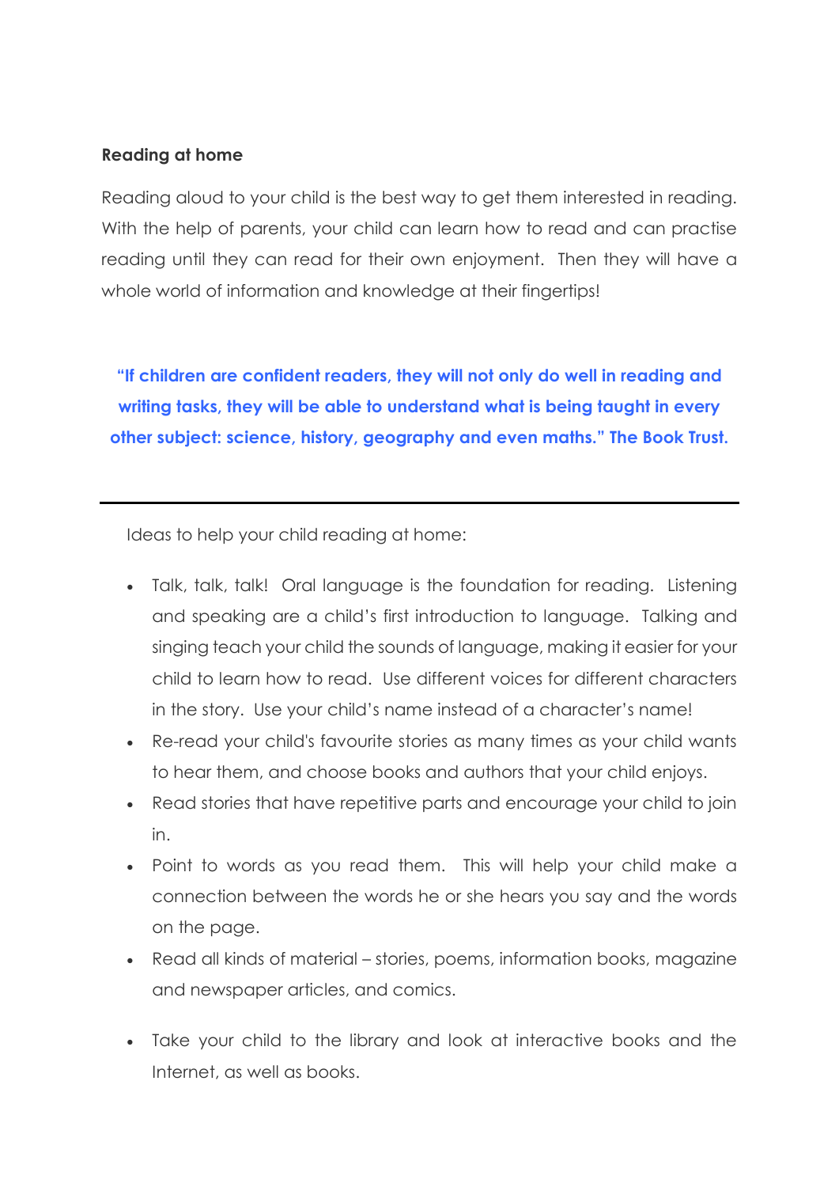**Reading at home**

Reading aloud to your child is the best way to get them interested in reading. With the help of parents, your child can learn how to read and can practise reading until they can read for their own enjoyment. Then they will have a whole world of information and knowledge at their fingertips!

**"If children are confident readers, they will not only do well in reading and writing tasks, they will be able to understand what is being taught in every other subject: science, history, geography and even maths." The Book Trust.**

---

Ideas to help your child reading at home:

- Talk, talk, talk! Oral language is the foundation for reading. Listening and speaking are a child's first introduction to language. Talking and singing teach your child the sounds of language, making it easier for your child to learn how to read. Use different voices for different characters in the story. Use your child's name instead of a character's name!
- Re-read your child's favourite stories as many times as your child wants to hear them, and choose books and authors that your child enjoys.
- Read stories that have repetitive parts and encourage your child to join in.
- Point to words as you read them. This will help your child make a connection between the words he or she hears you say and the words on the page.
- Read all kinds of material – stories, poems, information books, magazine and newspaper articles, and comics.
- Take your child to the library and look at interactive books and the Internet, as well as books.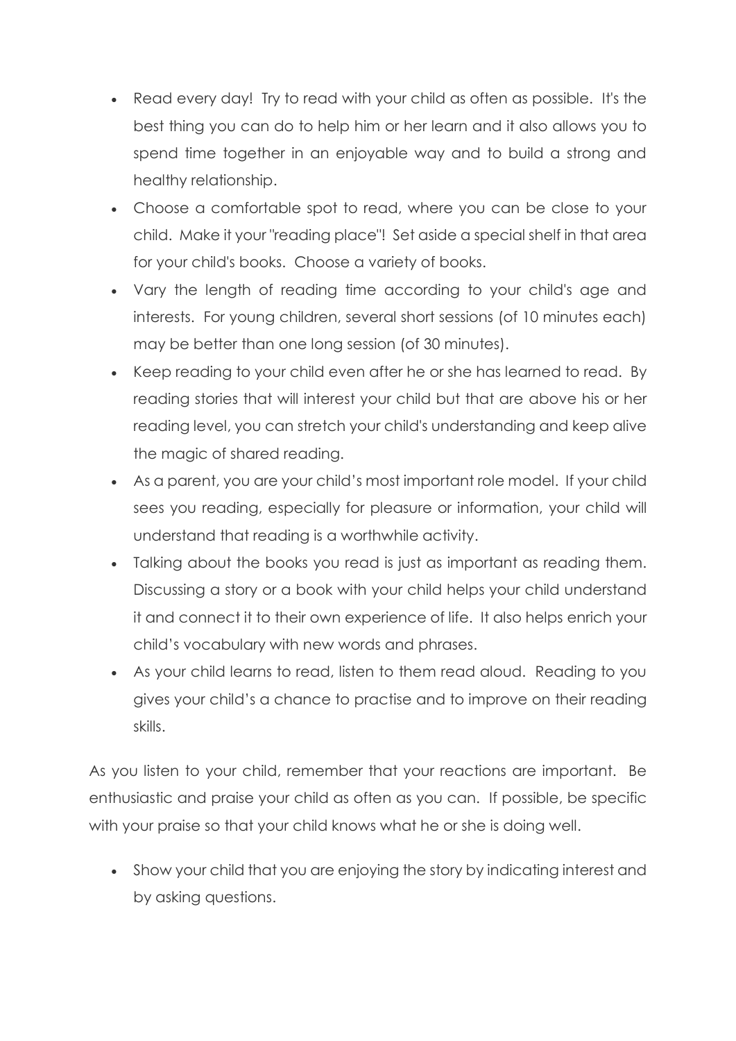- Read every day! Try to read with your child as often as possible. It's the best thing you can do to help him or her learn and it also allows you to spend time together in an enjoyable way and to build a strong and healthy relationship.
- Choose a comfortable spot to read, where you can be close to your child. Make it your "reading place"! Set aside a special shelf in that area for your child's books. Choose a variety of books.
- Vary the length of reading time according to your child's age and interests. For young children, several short sessions (of 10 minutes each) may be better than one long session (of 30 minutes).
- Keep reading to your child even after he or she has learned to read. By reading stories that will interest your child but that are above his or her reading level, you can stretch your child's understanding and keep alive the magic of shared reading.
- As a parent, you are your child's most important role model. If your child sees you reading, especially for pleasure or information, your child will understand that reading is a worthwhile activity.
- Talking about the books you read is just as important as reading them. Discussing a story or a book with your child helps your child understand it and connect it to their own experience of life. It also helps enrich your child's vocabulary with new words and phrases.
- As your child learns to read, listen to them read aloud. Reading to you gives your child's a chance to practise and to improve on their reading skills.

As you listen to your child, remember that your reactions are important. Be enthusiastic and praise your child as often as you can. If possible, be specific with your praise so that your child knows what he or she is doing well.

- Show your child that you are enjoying the story by indicating interest and by asking questions.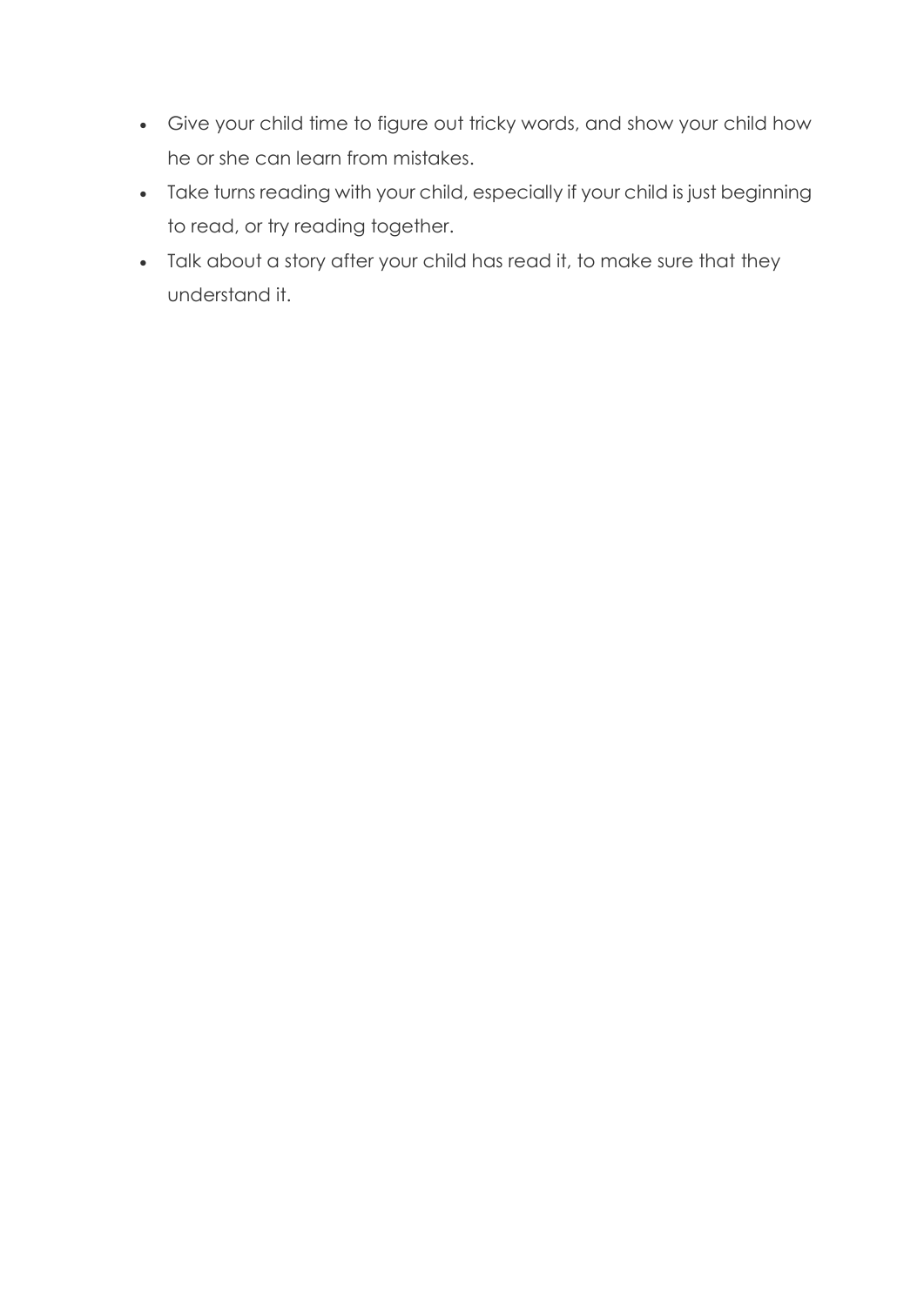- Give your child time to figure out tricky words, and show your child how he or she can learn from mistakes.
- Take turns reading with your child, especially if your child is just beginning to read, or try reading together.
- Talk about a story after your child has read it, to make sure that they understand it.